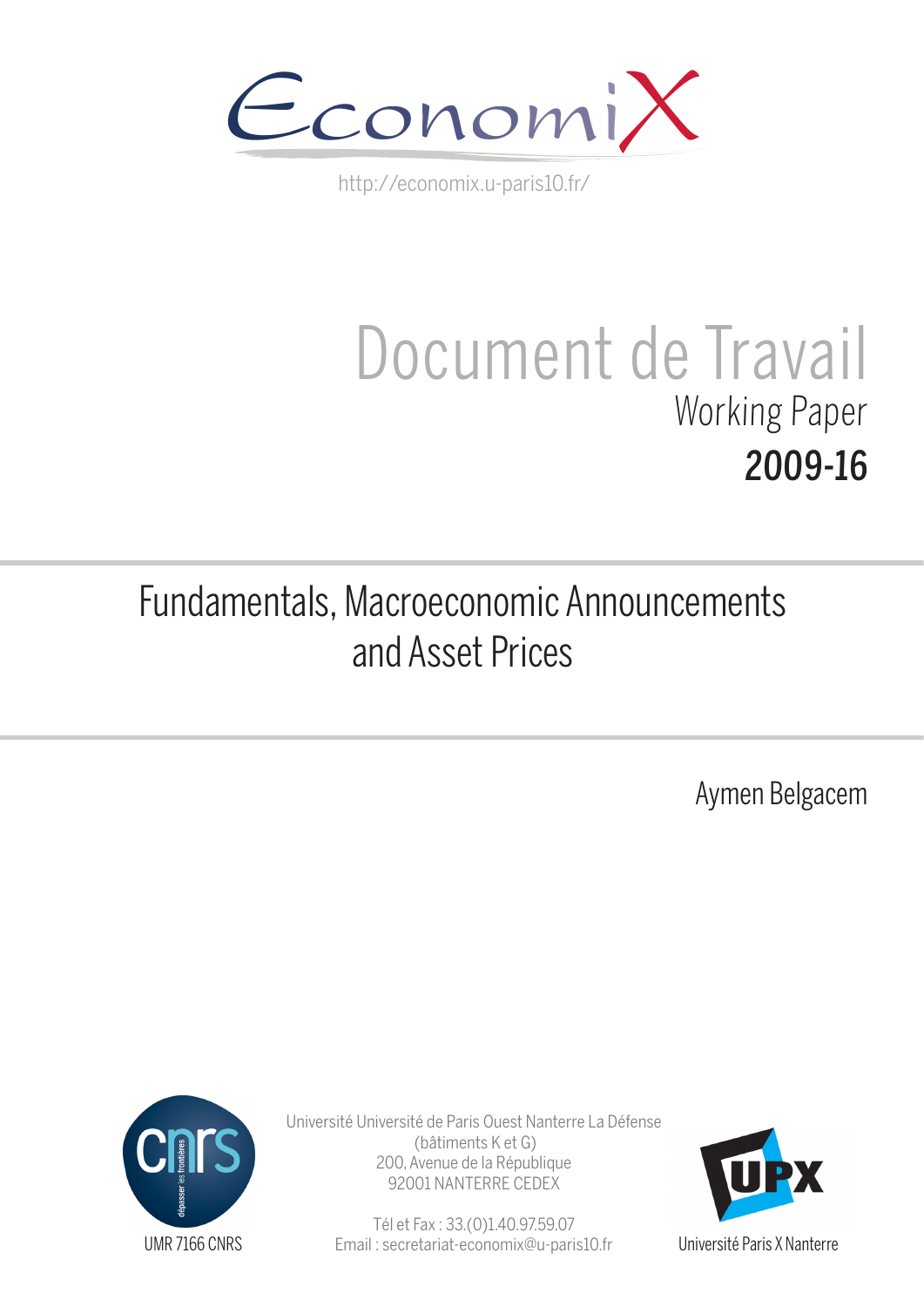EconomiX

http://economix.u-paris10.fr/

# Document de Travail

Working Paper

**2009-16**

# Fundamentals, Macroeconomic Announcements and Asset Prices

Aymen Belgacem

UMR 7166 CNRS

Université Université de Paris Ouest Nanterre La Défense
(bâtiments K et G)
200, Avenue de la République
92001 NANTERRE CEDEX

Tél et Fax : 33.(0)1.40.97.59.07
Email : secretariat-economix@u-paris10.fr

Université Paris X Nanterre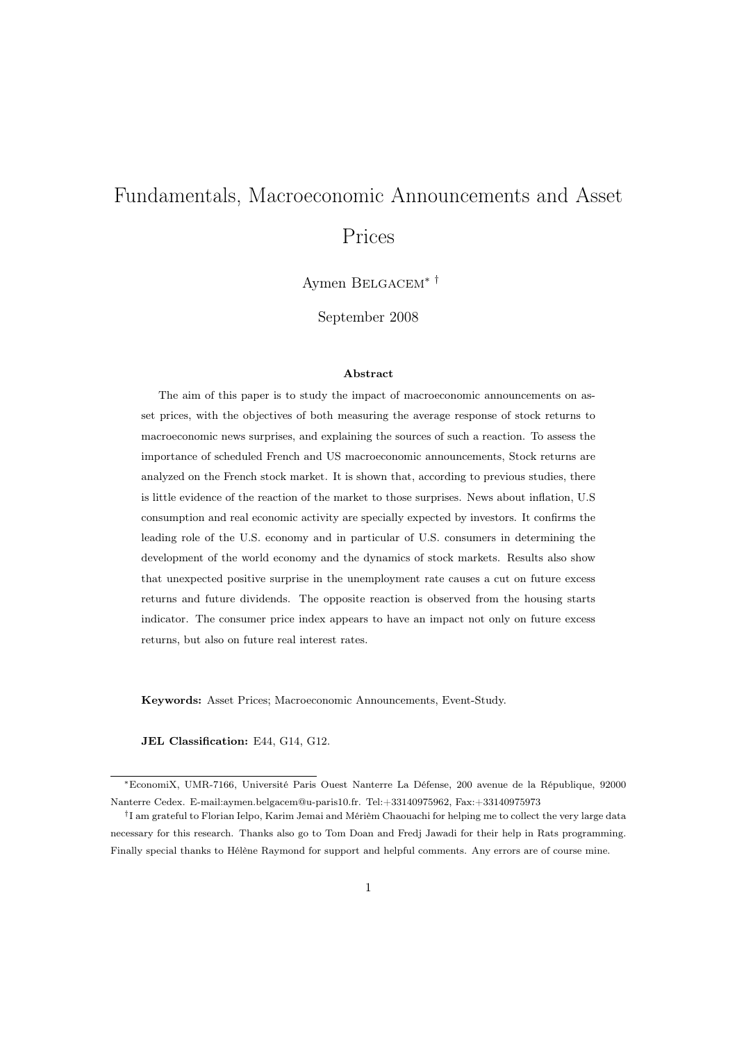# Fundamentals, Macroeconomic Announcements and Asset Prices

Aymen Belgacem[*] [†]

September 2008

**Abstract**

The aim of this paper is to study the impact of macroeconomic announcements on asset prices, with the objectives of both measuring the average response of stock returns to macroeconomic news surprises, and explaining the sources of such a reaction. To assess the importance of scheduled French and US macroeconomic announcements, Stock returns are analyzed on the French stock market. It is shown that, according to previous studies, there is little evidence of the reaction of the market to those surprises. News about inflation, U.S consumption and real economic activity are specially expected by investors. It confirms the leading role of the U.S. economy and in particular of U.S. consumers in determining the development of the world economy and the dynamics of stock markets. Results also show that unexpected positive surprise in the unemployment rate causes a cut on future excess returns and future dividends. The opposite reaction is observed from the housing starts indicator. The consumer price index appears to have an impact not only on future excess returns, but also on future real interest rates.

**Keywords:** Asset Prices; Macroeconomic Announcements, Event-Study.

**JEL Classification:** E44, G14, G12.

---

[*]EconomiX, UMR-7166, Université Paris Ouest Nanterre La Défense, 200 avenue de la République, 92000 Nanterre Cedex. E-mail:aymen.belgacem@u-paris10.fr. Tel:+33140975962, Fax:+33140975973

[†]I am grateful to Florian Ielpo, Karim Jemai and Mérièm Chaouachi for helping me to collect the very large data necessary for this research. Thanks also go to Tom Doan and Fredj Jawadi for their help in Rats programming. Finally special thanks to Hélène Raymond for support and helpful comments. Any errors are of course mine.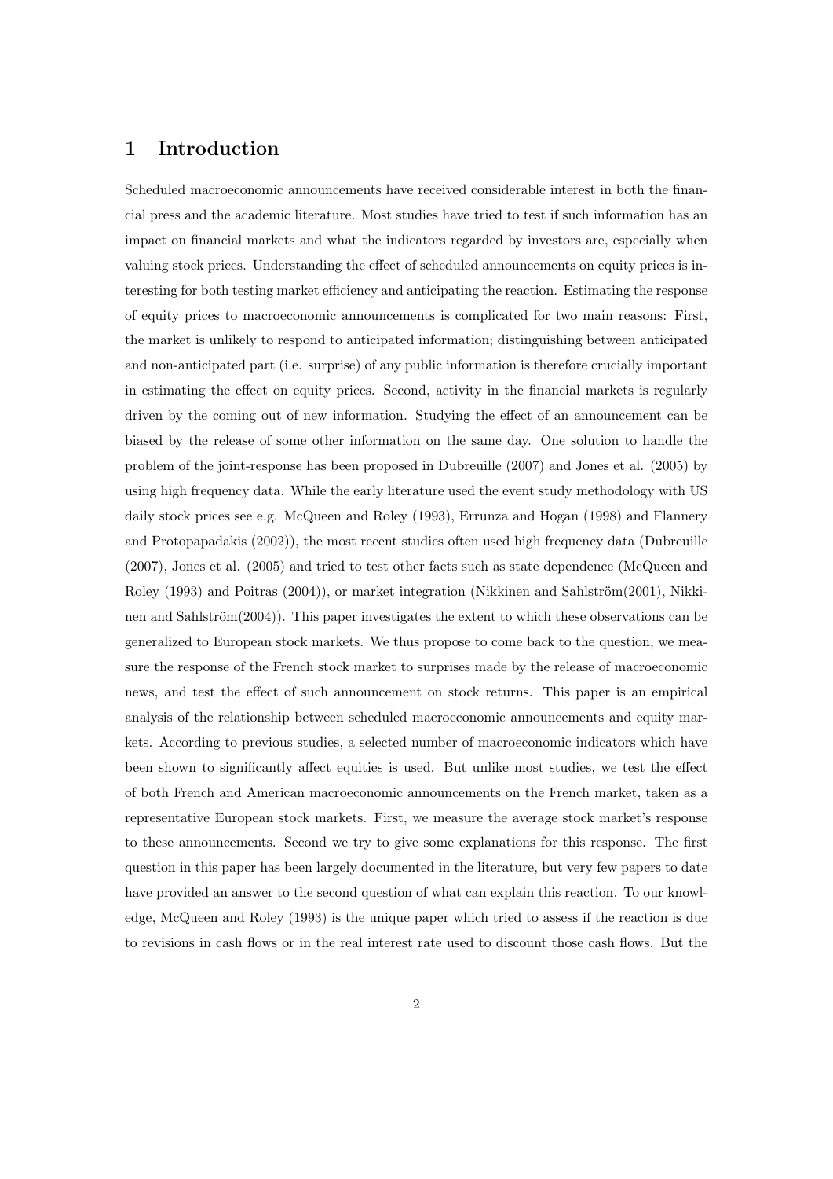# 1 Introduction

Scheduled macroeconomic announcements have received considerable interest in both the financial press and the academic literature. Most studies have tried to test if such information has an impact on financial markets and what the indicators regarded by investors are, especially when valuing stock prices. Understanding the effect of scheduled announcements on equity prices is interesting for both testing market efficiency and anticipating the reaction. Estimating the response of equity prices to macroeconomic announcements is complicated for two main reasons: First, the market is unlikely to respond to anticipated information; distinguishing between anticipated and non-anticipated part (i.e. surprise) of any public information is therefore crucially important in estimating the effect on equity prices. Second, activity in the financial markets is regularly driven by the coming out of new information. Studying the effect of an announcement can be biased by the release of some other information on the same day. One solution to handle the problem of the joint-response has been proposed in Dubreuille (2007) and Jones et al. (2005) by using high frequency data. While the early literature used the event study methodology with US daily stock prices see e.g. McQueen and Roley (1993), Errunza and Hogan (1998) and Flannery and Protopapadakis (2002)), the most recent studies often used high frequency data (Dubreuille (2007), Jones et al. (2005) and tried to test other facts such as state dependence (McQueen and Roley (1993) and Poitras (2004)), or market integration (Nikkinen and Sahlström(2001), Nikkinen and Sahlström(2004)). This paper investigates the extent to which these observations can be generalized to European stock markets. We thus propose to come back to the question, we measure the response of the French stock market to surprises made by the release of macroeconomic news, and test the effect of such announcement on stock returns. This paper is an empirical analysis of the relationship between scheduled macroeconomic announcements and equity markets. According to previous studies, a selected number of macroeconomic indicators which have been shown to significantly affect equities is used. But unlike most studies, we test the effect of both French and American macroeconomic announcements on the French market, taken as a representative European stock markets. First, we measure the average stock market's response to these announcements. Second we try to give some explanations for this response. The first question in this paper has been largely documented in the literature, but very few papers to date have provided an answer to the second question of what can explain this reaction. To our knowledge, McQueen and Roley (1993) is the unique paper which tried to assess if the reaction is due to revisions in cash flows or in the real interest rate used to discount those cash flows. But the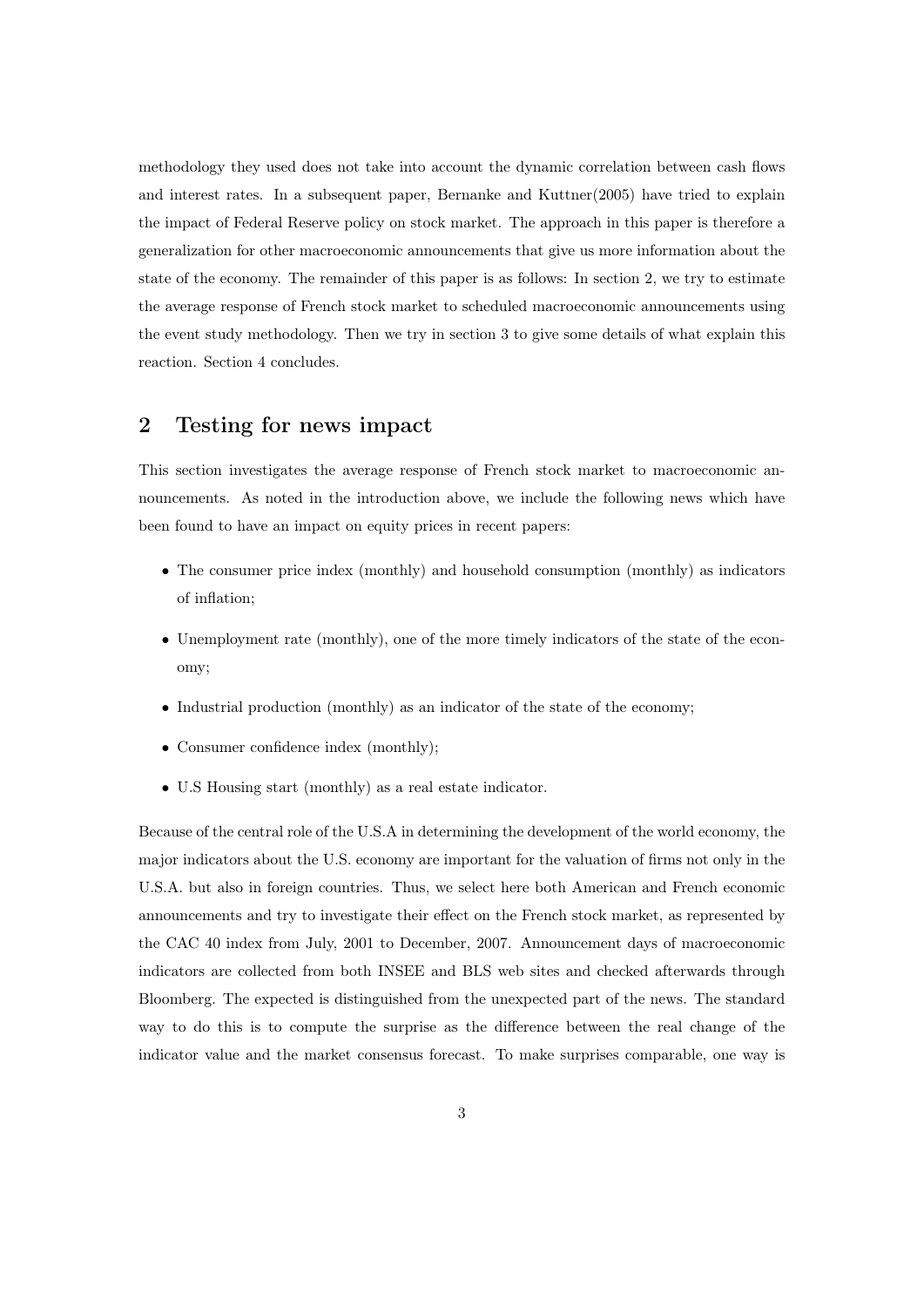methodology they used does not take into account the dynamic correlation between cash flows and interest rates. In a subsequent paper, Bernanke and Kuttner(2005) have tried to explain the impact of Federal Reserve policy on stock market. The approach in this paper is therefore a generalization for other macroeconomic announcements that give us more information about the state of the economy. The remainder of this paper is as follows: In section 2, we try to estimate the average response of French stock market to scheduled macroeconomic announcements using the event study methodology. Then we try in section 3 to give some details of what explain this reaction. Section 4 concludes.

## 2 Testing for news impact

This section investigates the average response of French stock market to macroeconomic announcements. As noted in the introduction above, we include the following news which have been found to have an impact on equity prices in recent papers:

- The consumer price index (monthly) and household consumption (monthly) as indicators of inflation;
- Unemployment rate (monthly), one of the more timely indicators of the state of the economy;
- Industrial production (monthly) as an indicator of the state of the economy;
- Consumer confidence index (monthly);
- U.S Housing start (monthly) as a real estate indicator.

Because of the central role of the U.S.A in determining the development of the world economy, the major indicators about the U.S. economy are important for the valuation of firms not only in the U.S.A. but also in foreign countries. Thus, we select here both American and French economic announcements and try to investigate their effect on the French stock market, as represented by the CAC 40 index from July, 2001 to December, 2007. Announcement days of macroeconomic indicators are collected from both INSEE and BLS web sites and checked afterwards through Bloomberg. The expected is distinguished from the unexpected part of the news. The standard way to do this is to compute the surprise as the difference between the real change of the indicator value and the market consensus forecast. To make surprises comparable, one way is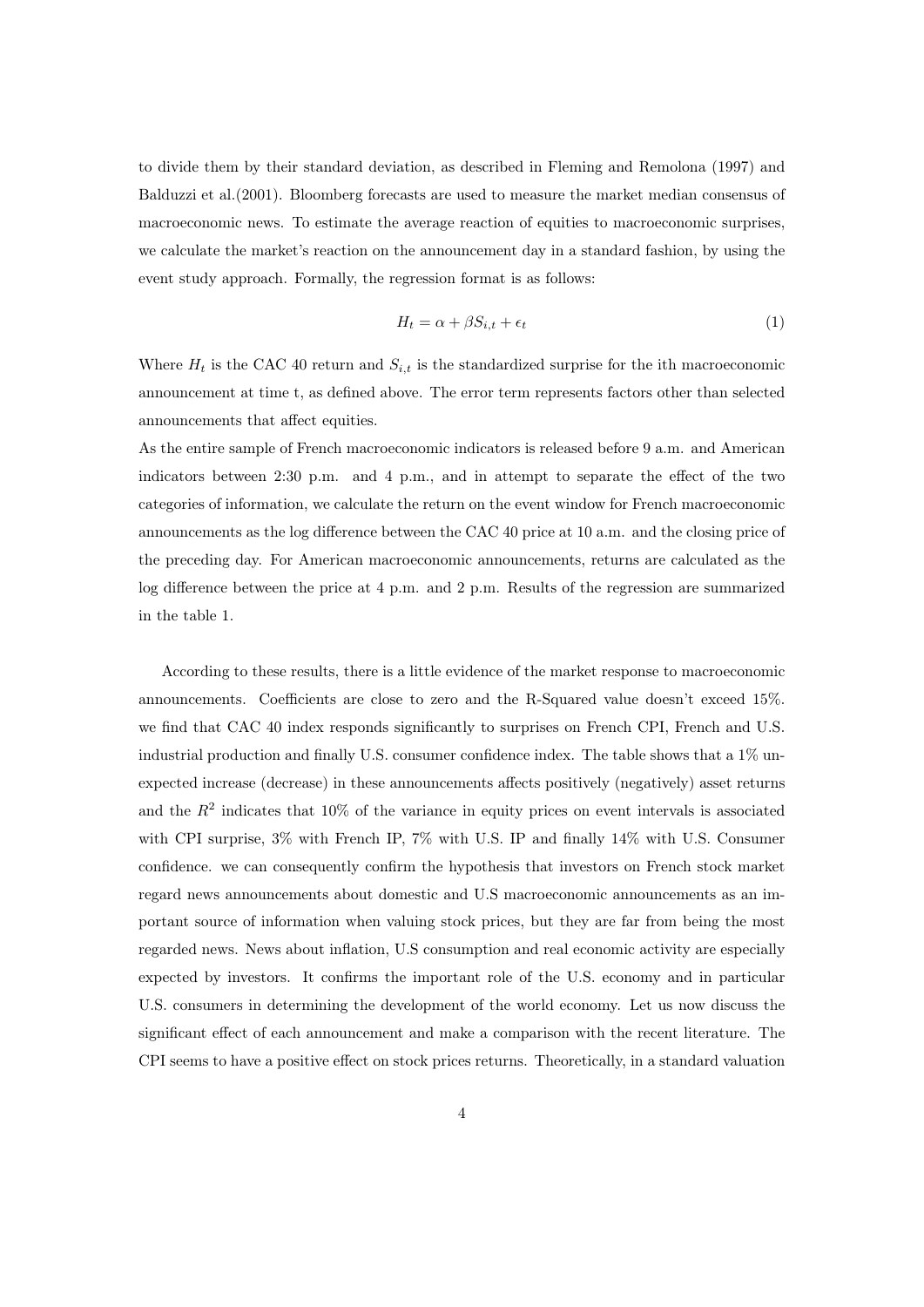to divide them by their standard deviation, as described in Fleming and Remolona (1997) and Balduzzi et al.(2001). Bloomberg forecasts are used to measure the market median consensus of macroeconomic news. To estimate the average reaction of equities to macroeconomic surprises, we calculate the market's reaction on the announcement day in a standard fashion, by using the event study approach. Formally, the regression format is as follows:

$$H_t = \alpha + \beta S_{i,t} + \epsilon_t \tag{1}$$

Where $H_t$ is the CAC 40 return and $S_{i,t}$ is the standardized surprise for the ith macroeconomic announcement at time t, as defined above. The error term represents factors other than selected announcements that affect equities.

As the entire sample of French macroeconomic indicators is released before 9 a.m. and American indicators between 2:30 p.m. and 4 p.m., and in attempt to separate the effect of the two categories of information, we calculate the return on the event window for French macroeconomic announcements as the log difference between the CAC 40 price at 10 a.m. and the closing price of the preceding day. For American macroeconomic announcements, returns are calculated as the log difference between the price at 4 p.m. and 2 p.m. Results of the regression are summarized in the table 1.

According to these results, there is a little evidence of the market response to macroeconomic announcements. Coefficients are close to zero and the R-Squared value doesn't exceed 15%. we find that CAC 40 index responds significantly to surprises on French CPI, French and U.S. industrial production and finally U.S. consumer confidence index. The table shows that a 1% unexpected increase (decrease) in these announcements affects positively (negatively) asset returns and the $R^2$ indicates that 10% of the variance in equity prices on event intervals is associated with CPI surprise, 3% with French IP, 7% with U.S. IP and finally 14% with U.S. Consumer confidence. we can consequently confirm the hypothesis that investors on French stock market regard news announcements about domestic and U.S macroeconomic announcements as an important source of information when valuing stock prices, but they are far from being the most regarded news. News about inflation, U.S consumption and real economic activity are especially expected by investors. It confirms the important role of the U.S. economy and in particular U.S. consumers in determining the development of the world economy. Let us now discuss the significant effect of each announcement and make a comparison with the recent literature. The CPI seems to have a positive effect on stock prices returns. Theoretically, in a standard valuation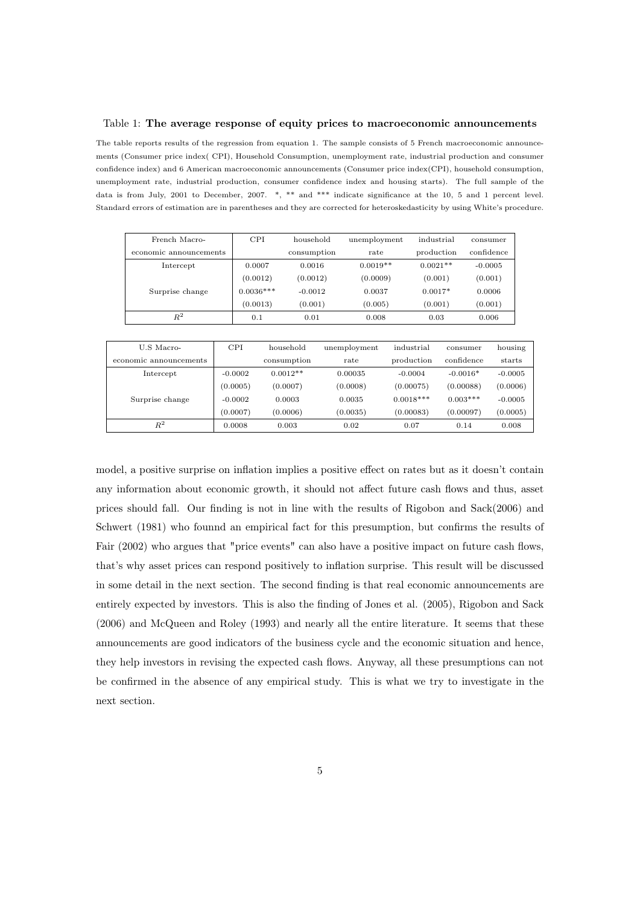Table 1: **The average response of equity prices to macroeconomic announcements**

The table reports results of the regression from equation 1. The sample consists of 5 French macroeconomic announcements (Consumer price index( CPI), Household Consumption, unemployment rate, industrial production and consumer confidence index) and 6 American macroeconomic announcements (Consumer price index(CPI), household consumption, unemployment rate, industrial production, consumer confidence index and housing starts). The full sample of the data is from July, 2001 to December, 2007. *, ** and *** indicate significance at the 10, 5 and 1 percent level. Standard errors of estimation are in parentheses and they are corrected for heteroskedasticity by using White's procedure.

| French Macro-economic announcements | CPI | household consumption | unemployment rate | industrial production | consumer confidence |
|---|---|---|---|---|---|
| Intercept | 0.0007 | 0.0016 | 0.0019** | 0.0021** | -0.0005 |
| | (0.0012) | (0.0012) | (0.0009) | (0.001) | (0.001) |
| Surprise change | 0.0036*** | -0.0012 | 0.0037 | 0.0017* | 0.0006 |
| | (0.0013) | (0.001) | (0.005) | (0.001) | (0.001) |
| $R^2$ | 0.1 | 0.01 | 0.008 | 0.03 | 0.006 |

| U.S Macro-economic announcements | CPI | household consumption | unemployment rate | industrial production | consumer confidence | housing starts |
|---|---|---|---|---|---|---|
| Intercept | -0.0002 | 0.0012** | 0.00035 | -0.0004 | -0.0016* | -0.0005 |
| | (0.0005) | (0.0007) | (0.0008) | (0.00075) | (0.00088) | (0.0006) |
| Surprise change | -0.0002 | 0.0003 | 0.0035 | 0.0018*** | 0.003*** | -0.0005 |
| | (0.0007) | (0.0006) | (0.0035) | (0.00083) | (0.00097) | (0.0005) |
| $R^2$ | 0.0008 | 0.003 | 0.02 | 0.07 | 0.14 | 0.008 |

model, a positive surprise on inflation implies a positive effect on rates but as it doesn't contain any information about economic growth, it should not affect future cash flows and thus, asset prices should fall. Our finding is not in line with the results of Rigobon and Sack(2006) and Schwert (1981) who foundd an empirical fact for this presumption, but confirms the results of Fair (2002) who argues that "price events" can also have a positive impact on future cash flows, that's why asset prices can respond positively to inflation surprise. This result will be discussed in some detail in the next section. The second finding is that real economic announcements are entirely expected by investors. This is also the finding of Jones et al. (2005), Rigobon and Sack (2006) and McQueen and Roley (1993) and nearly all the entire literature. It seems that these announcements are good indicators of the business cycle and the economic situation and hence, they help investors in revising the expected cash flows. Anyway, all these presumptions can not be confirmed in the absence of any empirical study. This is what we try to investigate in the next section.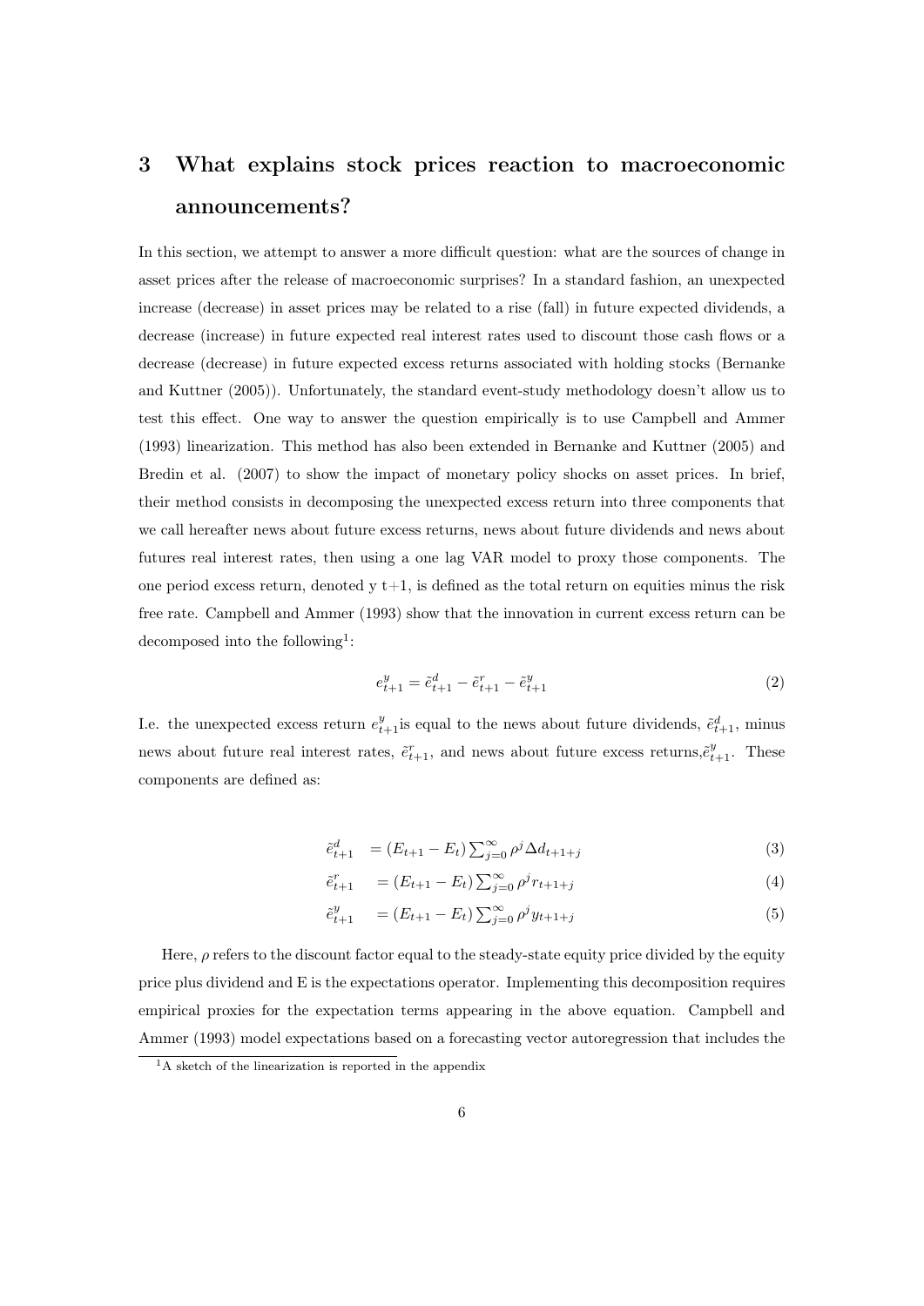## 3 What explains stock prices reaction to macroeconomic announcements?

In this section, we attempt to answer a more difficult question: what are the sources of change in asset prices after the release of macroeconomic surprises? In a standard fashion, an unexpected increase (decrease) in asset prices may be related to a rise (fall) in future expected dividends, a decrease (increase) in future expected real interest rates used to discount those cash flows or a decrease (decrease) in future expected excess returns associated with holding stocks (Bernanke and Kuttner (2005)). Unfortunately, the standard event-study methodology doesn't allow us to test this effect. One way to answer the question empirically is to use Campbell and Ammer (1993) linearization. This method has also been extended in Bernanke and Kuttner (2005) and Bredin et al. (2007) to show the impact of monetary policy shocks on asset prices. In brief, their method consists in decomposing the unexpected excess return into three components that we call hereafter news about future excess returns, news about future dividends and news about futures real interest rates, then using a one lag VAR model to proxy those components. The one period excess return, denoted y t+1, is defined as the total return on equities minus the risk free rate. Campbell and Ammer (1993) show that the innovation in current excess return can be decomposed into the following[1]:

$$e^y_{t+1} = \tilde{e}^d_{t+1} - \tilde{e}^r_{t+1} - \tilde{e}^y_{t+1} \tag{2}$$

I.e. the unexpected excess return $e^y_{t+1}$is equal to the news about future dividends, $\tilde{e}^d_{t+1}$, minus news about future real interest rates, $\tilde{e}^r_{t+1}$, and news about future excess returns,$\tilde{e}^y_{t+1}$. These components are defined as:

$$\tilde{e}^d_{t+1} = (E_{t+1} - E_t) \textstyle\sum_{j=0}^{\infty} \rho^j \Delta d_{t+1+j} \tag{3}$$

$$\tilde{e}^r_{t+1} = (E_{t+1} - E_t) \textstyle\sum_{j=0}^{\infty} \rho^j r_{t+1+j} \tag{4}$$

$$\tilde{e}^y_{t+1} = (E_{t+1} - E_t) \textstyle\sum_{j=0}^{\infty} \rho^j y_{t+1+j} \tag{5}$$

Here, $\rho$ refers to the discount factor equal to the steady-state equity price divided by the equity price plus dividend and E is the expectations operator. Implementing this decomposition requires empirical proxies for the expectation terms appearing in the above equation. Campbell and Ammer (1993) model expectations based on a forecasting vector autoregression that includes the

[1] A sketch of the linearization is reported in the appendix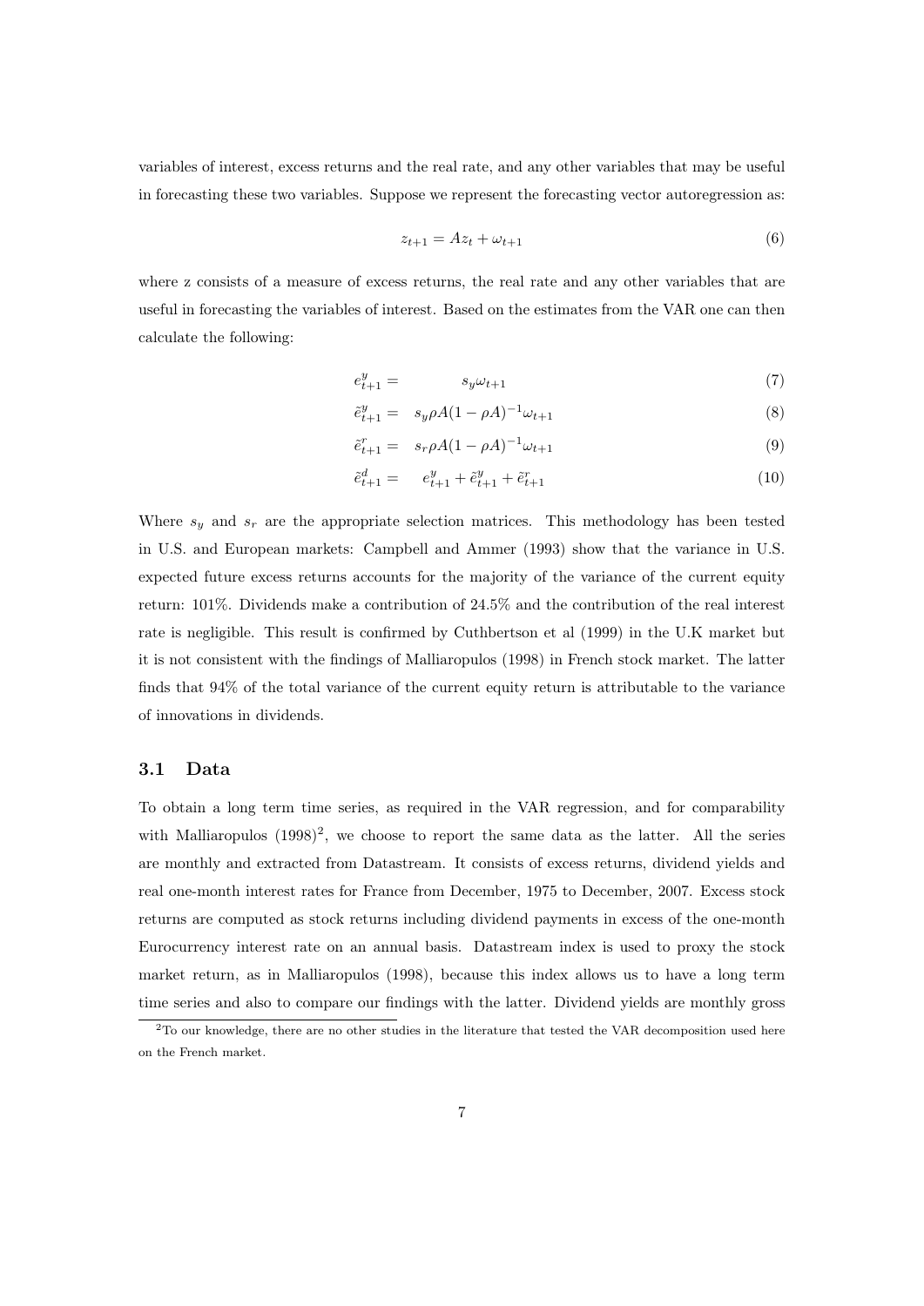variables of interest, excess returns and the real rate, and any other variables that may be useful in forecasting these two variables. Suppose we represent the forecasting vector autoregression as:

$$z_{t+1} = Az_t + \omega_{t+1} \tag{6}$$

where z consists of a measure of excess returns, the real rate and any other variables that are useful in forecasting the variables of interest. Based on the estimates from the VAR one can then calculate the following:

$$e^y_{t+1} = s_y \omega_{t+1} \tag{7}$$

$$\tilde{e}^y_{t+1} = s_y \rho A (1 - \rho A)^{-1} \omega_{t+1} \tag{8}$$

$$\tilde{e}^r_{t+1} = s_r \rho A (1 - \rho A)^{-1} \omega_{t+1} \tag{9}$$

$$\tilde{e}^d_{t+1} = e^y_{t+1} + \tilde{e}^y_{t+1} + \tilde{e}^r_{t+1} \tag{10}$$

Where $s_y$ and $s_r$ are the appropriate selection matrices. This methodology has been tested in U.S. and European markets: Campbell and Ammer (1993) show that the variance in U.S. expected future excess returns accounts for the majority of the variance of the current equity return: 101%. Dividends make a contribution of 24.5% and the contribution of the real interest rate is negligible. This result is confirmed by Cuthbertson et al (1999) in the U.K market but it is not consistent with the findings of Malliaropulos (1998) in French stock market. The latter finds that 94% of the total variance of the current equity return is attributable to the variance of innovations in dividends.

### 3.1 Data

To obtain a long term time series, as required in the VAR regression, and for comparability with Malliaropulos (1998)[2], we choose to report the same data as the latter. All the series are monthly and extracted from Datastream. It consists of excess returns, dividend yields and real one-month interest rates for France from December, 1975 to December, 2007. Excess stock returns are computed as stock returns including dividend payments in excess of the one-month Eurocurrency interest rate on an annual basis. Datastream index is used to proxy the stock market return, as in Malliaropulos (1998), because this index allows us to have a long term time series and also to compare our findings with the latter. Dividend yields are monthly gross

[2] To our knowledge, there are no other studies in the literature that tested the VAR decomposition used here on the French market.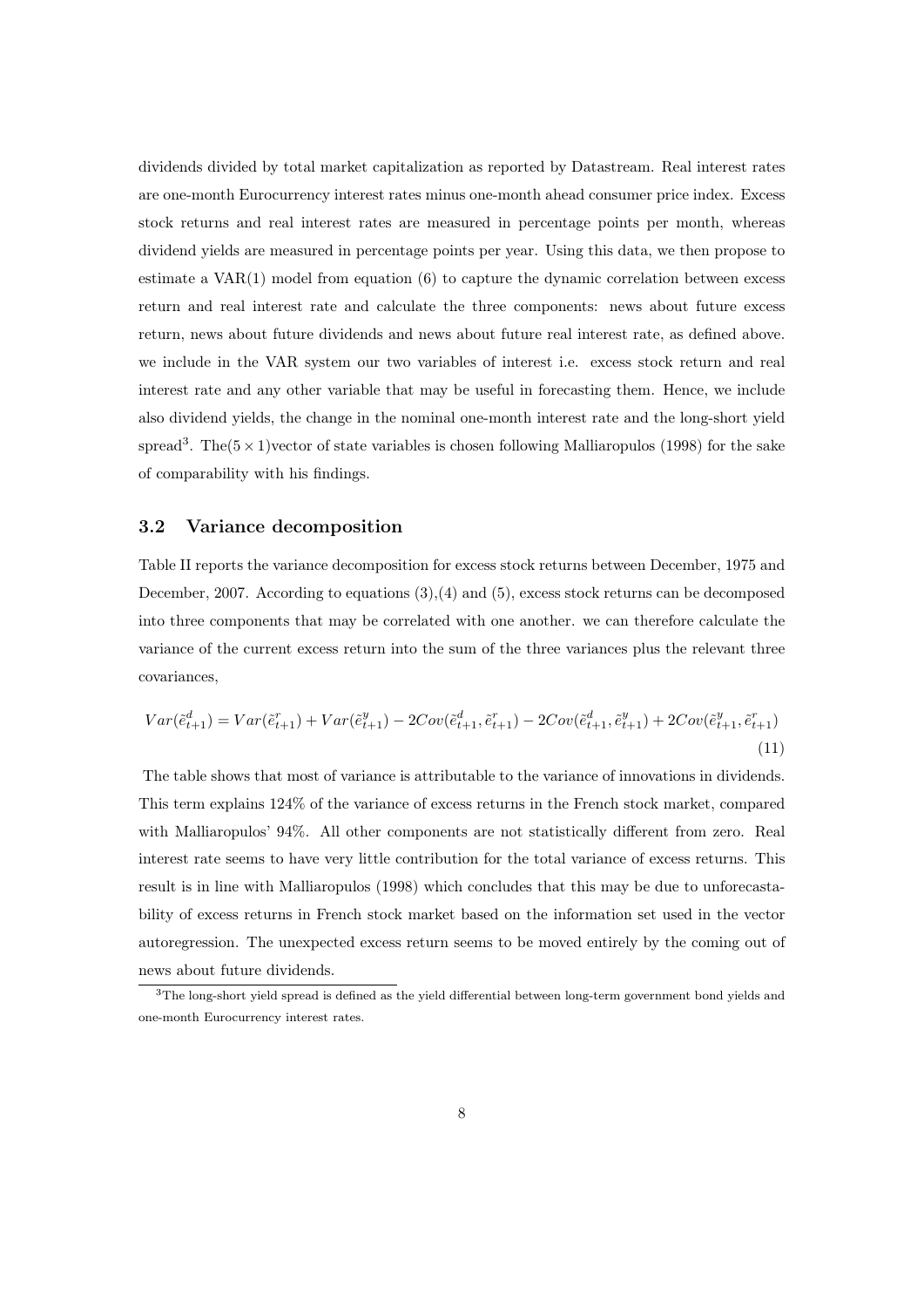dividends divided by total market capitalization as reported by Datastream. Real interest rates are one-month Eurocurrency interest rates minus one-month ahead consumer price index. Excess stock returns and real interest rates are measured in percentage points per month, whereas dividend yields are measured in percentage points per year. Using this data, we then propose to estimate a VAR(1) model from equation (6) to capture the dynamic correlation between excess return and real interest rate and calculate the three components: news about future excess return, news about future dividends and news about future real interest rate, as defined above. we include in the VAR system our two variables of interest i.e. excess stock return and real interest rate and any other variable that may be useful in forecasting them. Hence, we include also dividend yields, the change in the nominal one-month interest rate and the long-short yield spread[3]. The$(5 \times 1)$vector of state variables is chosen following Malliaropulos (1998) for the sake of comparability with his findings.

## 3.2 Variance decomposition

Table II reports the variance decomposition for excess stock returns between December, 1975 and December, 2007. According to equations (3),(4) and (5), excess stock returns can be decomposed into three components that may be correlated with one another. we can therefore calculate the variance of the current excess return into the sum of the three variances plus the relevant three covariances,

$$Var(\tilde{e}^d_{t+1}) = Var(\tilde{e}^r_{t+1}) + Var(\tilde{e}^y_{t+1}) - 2Cov(\tilde{e}^d_{t+1}, \tilde{e}^r_{t+1}) - 2Cov(\tilde{e}^d_{t+1}, \tilde{e}^y_{t+1}) + 2Cov(\tilde{e}^y_{t+1}, \tilde{e}^r_{t+1}) \tag{11}$$

The table shows that most of variance is attributable to the variance of innovations in dividends. This term explains 124% of the variance of excess returns in the French stock market, compared with Malliaropulos' 94%. All other components are not statistically different from zero. Real interest rate seems to have very little contribution for the total variance of excess returns. This result is in line with Malliaropulos (1998) which concludes that this may be due to unforecastability of excess returns in French stock market based on the information set used in the vector autoregression. The unexpected excess return seems to be moved entirely by the coming out of news about future dividends.

[3] The long-short yield spread is defined as the yield differential between long-term government bond yields and one-month Eurocurrency interest rates.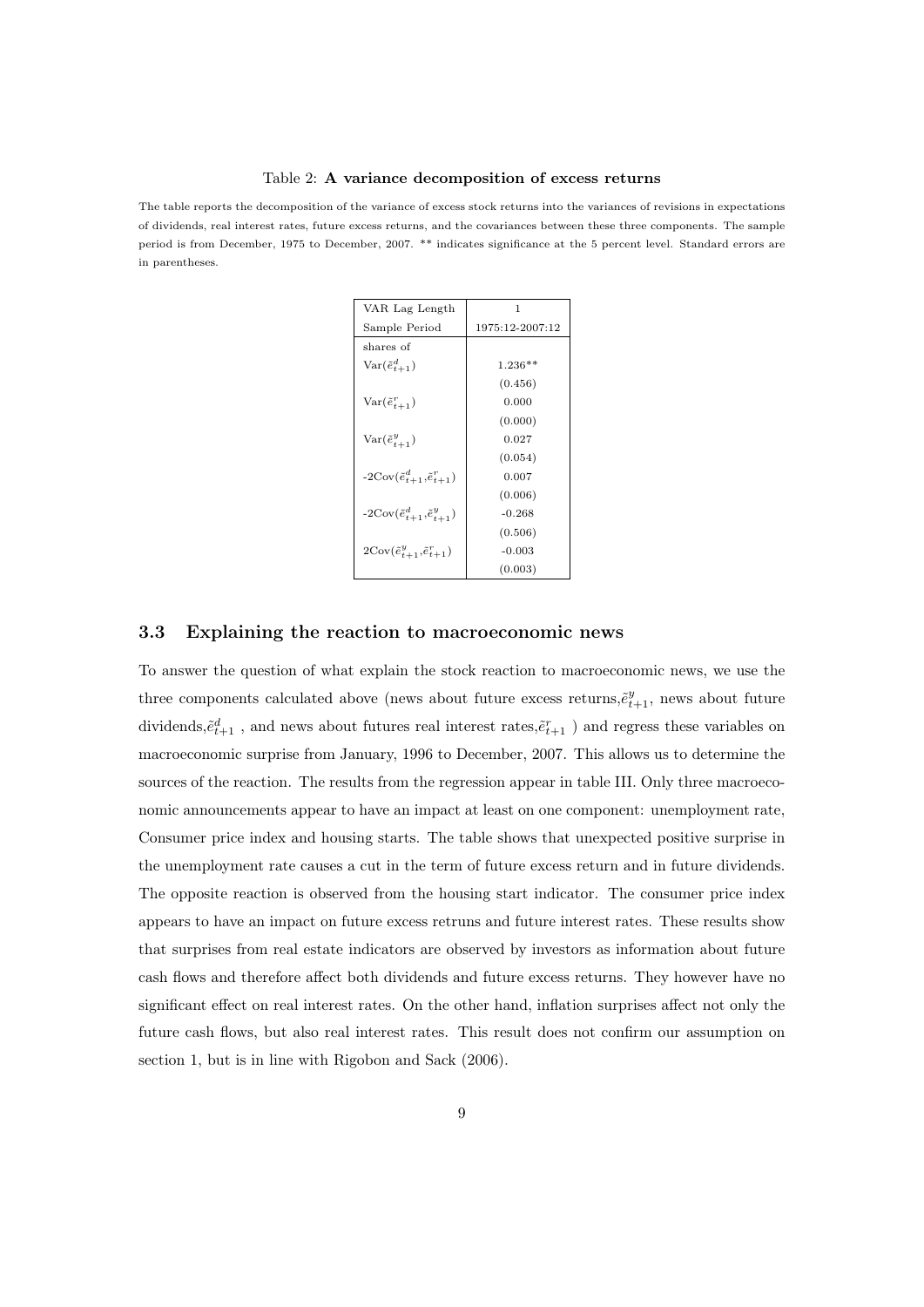Table 2: **A variance decomposition of excess returns**

The table reports the decomposition of the variance of excess stock returns into the variances of revisions in expectations of dividends, real interest rates, future excess returns, and the covariances between these three components. The sample period is from December, 1975 to December, 2007. ** indicates significance at the 5 percent level. Standard errors are in parentheses.

| VAR Lag Length | 1 |
|---|---|
| Sample Period | 1975:12-2007:12 |
| shares of | |
| $\text{Var}(\tilde{e}^d_{t+1})$ | 1.236** |
| | (0.456) |
| $\text{Var}(\tilde{e}^r_{t+1})$ | 0.000 |
| | (0.000) |
| $\text{Var}(\tilde{e}^y_{t+1})$ | 0.027 |
| | (0.054) |
| $-2\text{Cov}(\tilde{e}^d_{t+1},\tilde{e}^r_{t+1})$ | 0.007 |
| | (0.006) |
| $-2\text{Cov}(\tilde{e}^d_{t+1},\tilde{e}^y_{t+1})$ | -0.268 |
| | (0.506) |
| $2\text{Cov}(\tilde{e}^y_{t+1},\tilde{e}^r_{t+1})$ | -0.003 |
| | (0.003) |

### 3.3 Explaining the reaction to macroeconomic news

To answer the question of what explain the stock reaction to macroeconomic news, we use the three components calculated above (news about future excess returns,$\tilde{e}^y_{t+1}$, news about future dividends,$\tilde{e}^d_{t+1}$ , and news about futures real interest rates,$\tilde{e}^r_{t+1}$ ) and regress these variables on macroeconomic surprise from January, 1996 to December, 2007. This allows us to determine the sources of the reaction. The results from the regression appear in table III. Only three macroeconomic announcements appear to have an impact at least on one component: unemployment rate, Consumer price index and housing starts. The table shows that unexpected positive surprise in the unemployment rate causes a cut in the term of future excess return and in future dividends. The opposite reaction is observed from the housing start indicator. The consumer price index appears to have an impact on future excess retruns and future interest rates. These results show that surprises from real estate indicators are observed by investors as information about future cash flows and therefore affect both dividends and future excess returns. They however have no significant effect on real interest rates. On the other hand, inflation surprises affect not only the future cash flows, but also real interest rates. This result does not confirm our assumption on section 1, but is in line with Rigobon and Sack (2006).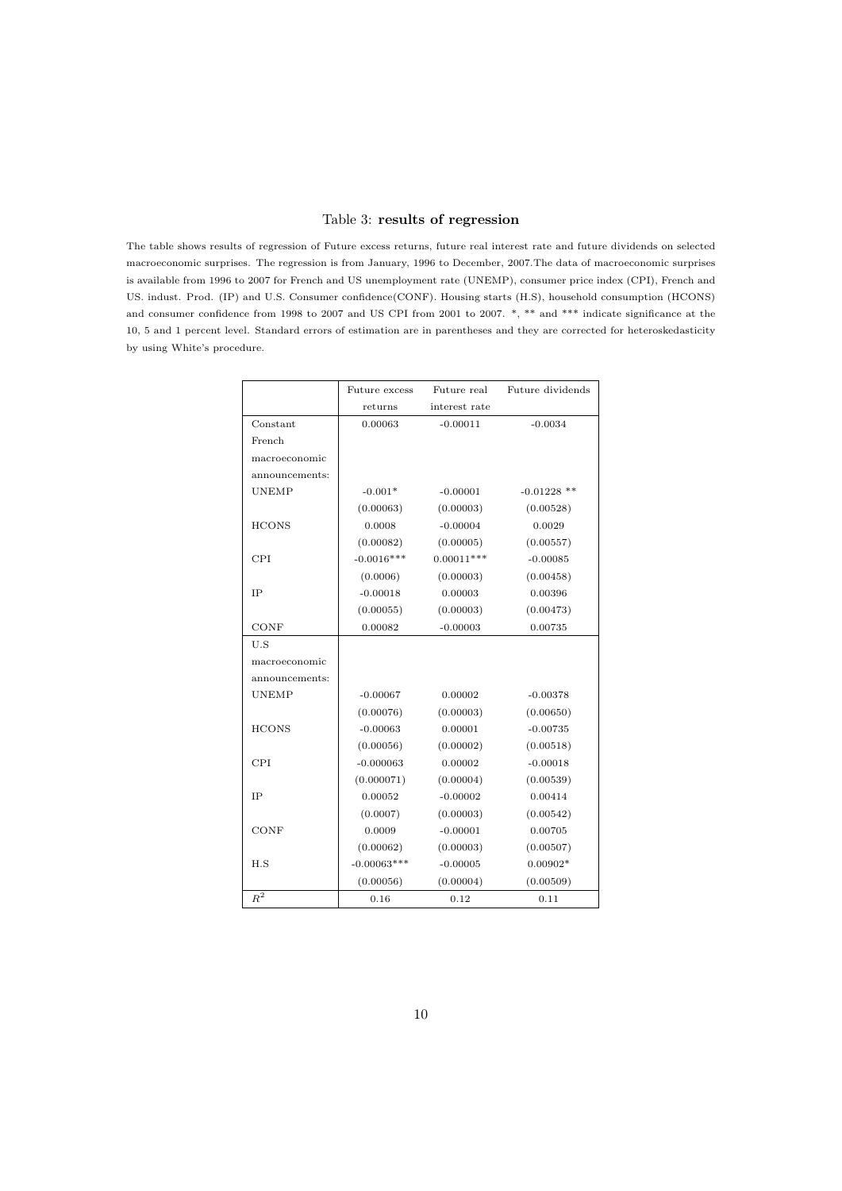Table 3: **results of regression**

The table shows results of regression of Future excess returns, future real interest rate and future dividends on selected macroeconomic surprises. The regression is from January, 1996 to December, 2007.The data of macroeconomic surprises is available from 1996 to 2007 for French and US unemployment rate (UNEMP), consumer price index (CPI), French and US. indust. Prod. (IP) and U.S. Consumer confidence(CONF). Housing starts (H.S), household consumption (HCONS) and consumer confidence from 1998 to 2007 and US CPI from 2001 to 2007. *, ** and *** indicate significance at the 10, 5 and 1 percent level. Standard errors of estimation are in parentheses and they are corrected for heteroskedasticity by using White's procedure.

| | Future excess returns | Future real interest rate | Future dividends |
|---|---|---|---|
| Constant | 0.00063 | -0.00011 | -0.0034 |
| French macroeconomic announcements: | | | |
| UNEMP | -0.001* | -0.00001 | -0.01228 ** |
| | (0.00063) | (0.00003) | (0.00528) |
| HCONS | 0.0008 | -0.00004 | 0.0029 |
| | (0.00082) | (0.00005) | (0.00557) |
| CPI | -0.0016*** | 0.00011*** | -0.00085 |
| | (0.0006) | (0.00003) | (0.00458) |
| IP | -0.00018 | 0.00003 | 0.00396 |
| | (0.00055) | (0.00003) | (0.00473) |
| CONF | 0.00082 | -0.00003 | 0.00735 |
| U.S macroeconomic announcements: | | | |
| UNEMP | -0.00067 | 0.00002 | -0.00378 |
| | (0.00076) | (0.00003) | (0.00650) |
| HCONS | -0.00063 | 0.00001 | -0.00735 |
| | (0.00056) | (0.00002) | (0.00518) |
| CPI | -0.000063 | 0.00002 | -0.00018 |
| | (0.000071) | (0.00004) | (0.00539) |
| IP | 0.00052 | -0.00002 | 0.00414 |
| | (0.0007) | (0.00003) | (0.00542) |
| CONF | 0.0009 | -0.00001 | 0.00705 |
| | (0.00062) | (0.00003) | (0.00507) |
| H.S | -0.00063*** | -0.00005 | 0.00902* |
| | (0.00056) | (0.00004) | (0.00509) |
| $R^2$ | 0.16 | 0.12 | 0.11 |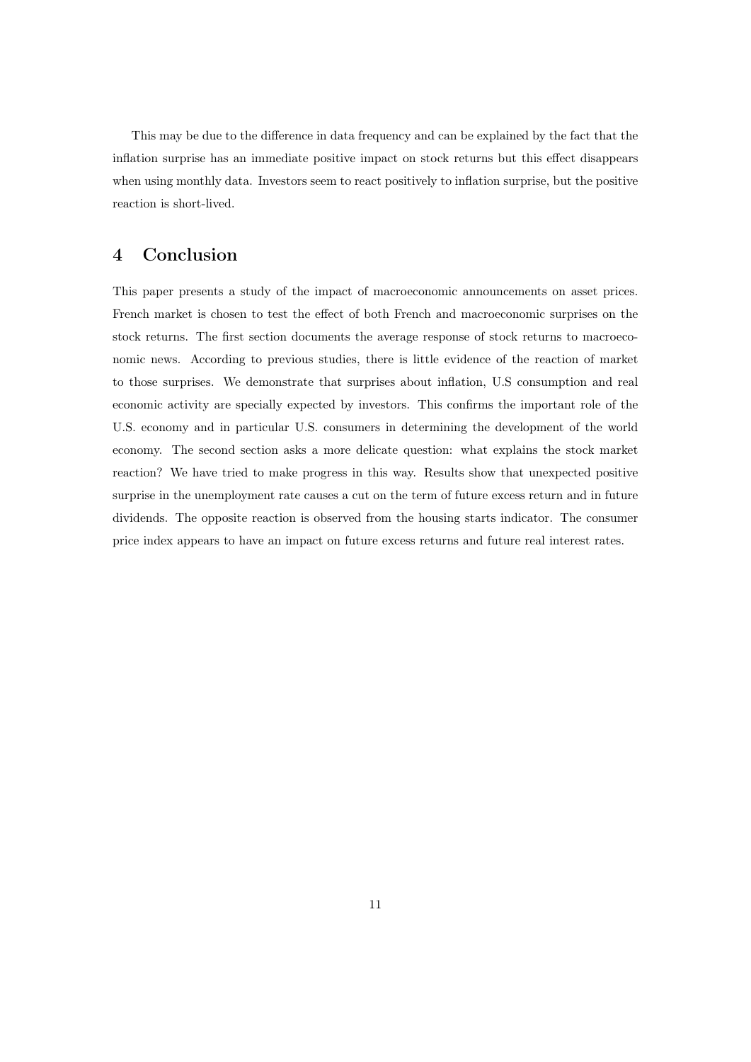This may be due to the difference in data frequency and can be explained by the fact that the inflation surprise has an immediate positive impact on stock returns but this effect disappears when using monthly data. Investors seem to react positively to inflation surprise, but the positive reaction is short-lived.

## 4 Conclusion

This paper presents a study of the impact of macroeconomic announcements on asset prices. French market is chosen to test the effect of both French and macroeconomic surprises on the stock returns. The first section documents the average response of stock returns to macroeconomic news. According to previous studies, there is little evidence of the reaction of market to those surprises. We demonstrate that surprises about inflation, U.S consumption and real economic activity are specially expected by investors. This confirms the important role of the U.S. economy and in particular U.S. consumers in determining the development of the world economy. The second section asks a more delicate question: what explains the stock market reaction? We have tried to make progress in this way. Results show that unexpected positive surprise in the unemployment rate causes a cut on the term of future excess return and in future dividends. The opposite reaction is observed from the housing starts indicator. The consumer price index appears to have an impact on future excess returns and future real interest rates.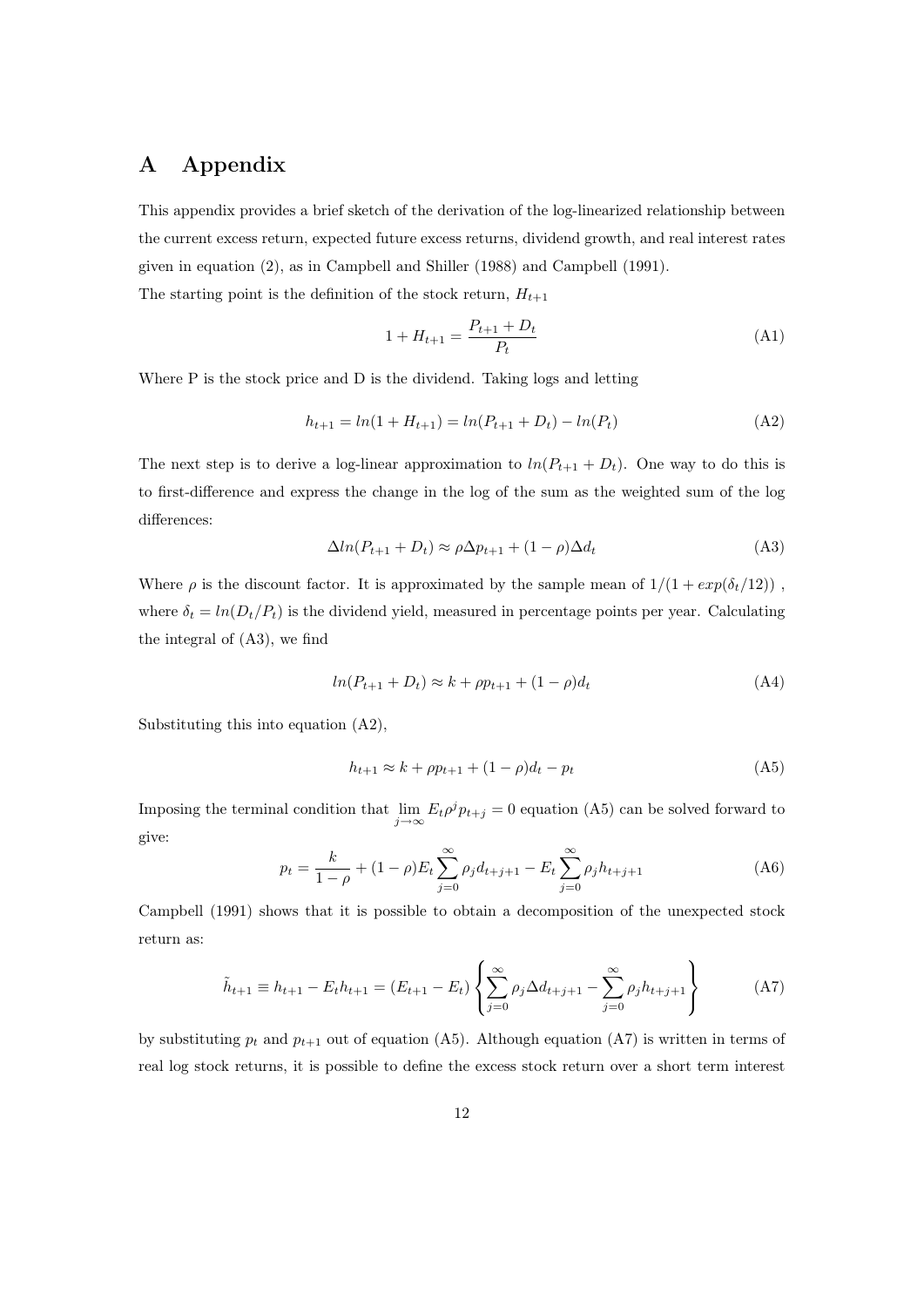# A Appendix

This appendix provides a brief sketch of the derivation of the log-linearized relationship between the current excess return, expected future excess returns, dividend growth, and real interest rates given in equation (2), as in Campbell and Shiller (1988) and Campbell (1991).

The starting point is the definition of the stock return, $H_{t+1}$

$$1 + H_{t+1} = \frac{P_{t+1} + D_t}{P_t} \tag{A1}$$

Where P is the stock price and D is the dividend. Taking logs and letting

$$h_{t+1} = ln(1 + H_{t+1}) = ln(P_{t+1} + D_t) - ln(P_t) \tag{A2}$$

The next step is to derive a log-linear approximation to $ln(P_{t+1} + D_t)$. One way to do this is to first-difference and express the change in the log of the sum as the weighted sum of the log differences:

$$\Delta ln(P_{t+1} + D_t) \approx \rho \Delta p_{t+1} + (1 - \rho)\Delta d_t \tag{A3}$$

Where $\rho$ is the discount factor. It is approximated by the sample mean of $1/(1 + exp(\delta_t/12))$ , where $\delta_t = ln(D_t/P_t)$ is the dividend yield, measured in percentage points per year. Calculating the integral of (A3), we find

$$ln(P_{t+1} + D_t) \approx k + \rho p_{t+1} + (1 - \rho)d_t \tag{A4}$$

Substituting this into equation (A2),

$$h_{t+1} \approx k + \rho p_{t+1} + (1 - \rho)d_t - p_t \tag{A5}$$

Imposing the terminal condition that $\lim_{j \to \infty} E_t \rho^j p_{t+j} = 0$ equation (A5) can be solved forward to give:

$$p_t = \frac{k}{1 - \rho} + (1 - \rho)E_t \sum_{j=0}^{\infty} \rho_j d_{t+j+1} - E_t \sum_{j=0}^{\infty} \rho_j h_{t+j+1} \tag{A6}$$

Campbell (1991) shows that it is possible to obtain a decomposition of the unexpected stock return as:

$$\tilde{h}_{t+1} \equiv h_{t+1} - E_t h_{t+1} = (E_{t+1} - E_t) \left\{ \sum_{j=0}^{\infty} \rho_j \Delta d_{t+j+1} - \sum_{j=0}^{\infty} \rho_j h_{t+j+1} \right\} \tag{A7}$$

by substituting $p_t$ and $p_{t+1}$ out of equation (A5). Although equation (A7) is written in terms of real log stock returns, it is possible to define the excess stock return over a short term interest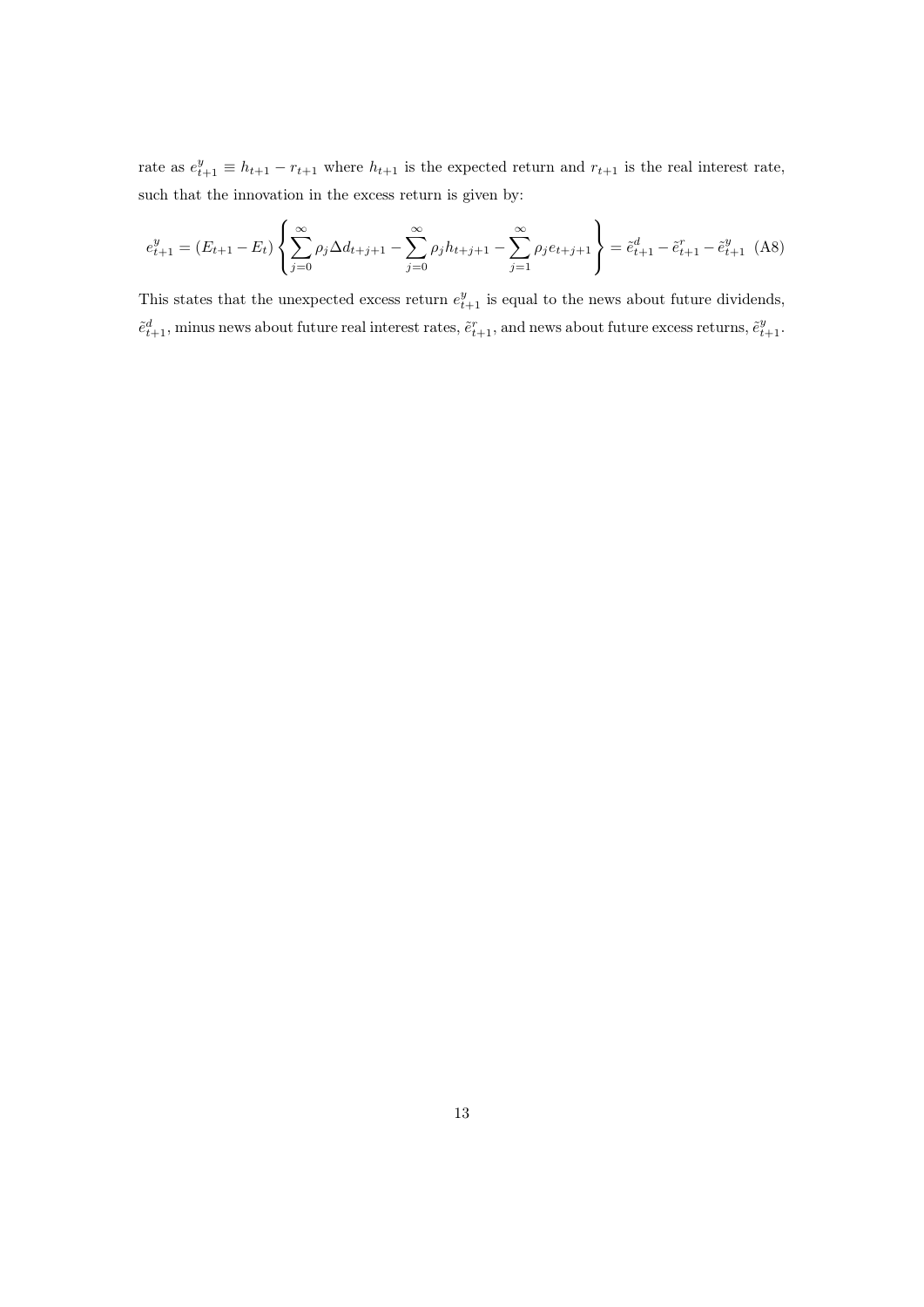rate as $e^y_{t+1} \equiv h_{t+1} - r_{t+1}$ where $h_{t+1}$ is the expected return and $r_{t+1}$ is the real interest rate, such that the innovation in the excess return is given by:

$$e^y_{t+1} = (E_{t+1} - E_t) \left\{ \sum_{j=0}^{\infty} \rho_j \Delta d_{t+j+1} - \sum_{j=0}^{\infty} \rho_j h_{t+j+1} - \sum_{j=1}^{\infty} \rho_j e_{t+j+1} \right\} = \tilde{e}^d_{t+1} - \tilde{e}^r_{t+1} - \tilde{e}^y_{t+1} \quad \text{(A8)}$$

This states that the unexpected excess return $e^y_{t+1}$ is equal to the news about future dividends, $\tilde{e}^d_{t+1}$, minus news about future real interest rates, $\tilde{e}^r_{t+1}$, and news about future excess returns, $\tilde{e}^y_{t+1}$.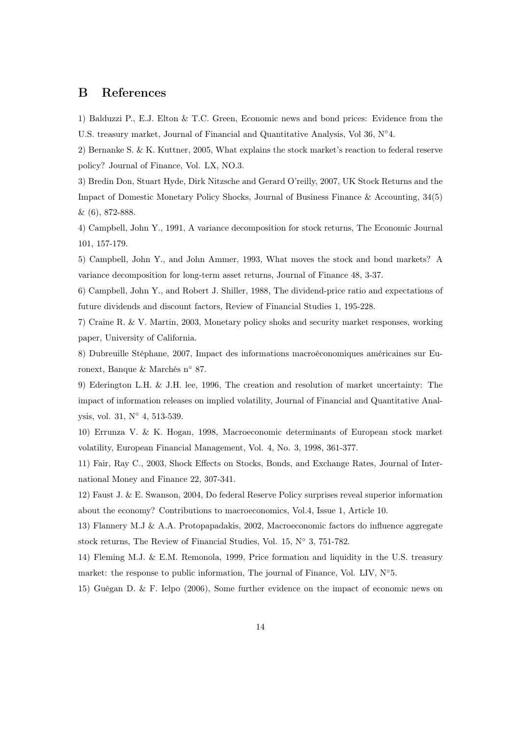## B References

1) Balduzzi P., E.J. Elton & T.C. Green, Economic news and bond prices: Evidence from the U.S. treasury market, Journal of Financial and Quantitative Analysis, Vol 36, N°4.

2) Bernanke S. & K. Kuttner, 2005, What explains the stock market's reaction to federal reserve policy? Journal of Finance, Vol. LX, NO.3.

3) Bredin Don, Stuart Hyde, Dirk Nitzsche and Gerard O'reilly, 2007, UK Stock Returns and the Impact of Domestic Monetary Policy Shocks, Journal of Business Finance & Accounting, 34(5) & (6), 872-888.

4) Campbell, John Y., 1991, A variance decomposition for stock returns, The Economic Journal 101, 157-179.

5) Campbell, John Y., and John Ammer, 1993, What moves the stock and bond markets? A variance decomposition for long-term asset returns, Journal of Finance 48, 3-37.

6) Campbell, John Y., and Robert J. Shiller, 1988, The dividend-price ratio and expectations of future dividends and discount factors, Review of Financial Studies 1, 195-228.

7) Craine R. & V. Martin, 2003, Monetary policy shoks and security market responses, working paper, University of California.

8) Dubreuille Stéphane, 2007, Impact des informations macroéconomiques américaines sur Euronext, Banque & Marchés n° 87.

9) Ederington L.H. & J.H. lee, 1996, The creation and resolution of market uncertainty: The impact of information releases on implied volatility, Journal of Financial and Quantitative Analysis, vol. 31, N° 4, 513-539.

10) Errunza V. & K. Hogan, 1998, Macroeconomic determinants of European stock market volatility, European Financial Management, Vol. 4, No. 3, 1998, 361-377.

11) Fair, Ray C., 2003, Shock Effects on Stocks, Bonds, and Exchange Rates, Journal of International Money and Finance 22, 307-341.

12) Faust J. & E. Swanson, 2004, Do federal Reserve Policy surprises reveal superior information about the economy? Contributions to macroeconomics, Vol.4, Issue 1, Article 10.

13) Flannery M.J & A.A. Protopapadakis, 2002, Macroeconomic factors do influence aggregate stock returns, The Review of Financial Studies, Vol. 15, N° 3, 751-782.

14) Fleming M.J. & E.M. Remonola, 1999, Price formation and liquidity in the U.S. treasury market: the response to public information, The journal of Finance, Vol. LIV, N°5.

15) Guégan D. & F. Ielpo (2006), Some further evidence on the impact of economic news on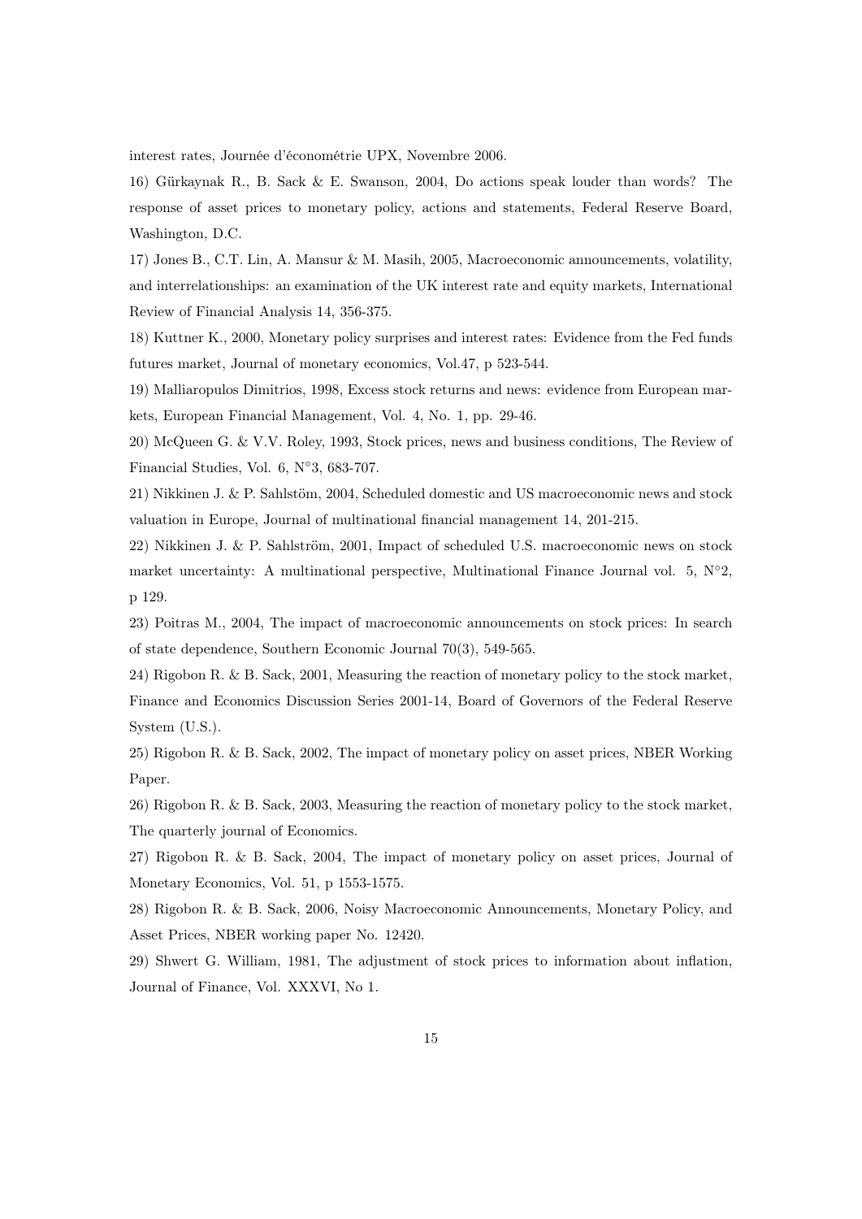interest rates, Journée d'économétrie UPX, Novembre 2006.

16) Gürkaynak R., B. Sack & E. Swanson, 2004, Do actions speak louder than words? The response of asset prices to monetary policy, actions and statements, Federal Reserve Board, Washington, D.C.

17) Jones B., C.T. Lin, A. Mansur & M. Masih, 2005, Macroeconomic announcements, volatility, and interrelationships: an examination of the UK interest rate and equity markets, International Review of Financial Analysis 14, 356-375.

18) Kuttner K., 2000, Monetary policy surprises and interest rates: Evidence from the Fed funds futures market, Journal of monetary economics, Vol.47, p 523-544.

19) Malliaropulos Dimitrios, 1998, Excess stock returns and news: evidence from European markets, European Financial Management, Vol. 4, No. 1, pp. 29-46.

20) McQueen G. & V.V. Roley, 1993, Stock prices, news and business conditions, The Review of Financial Studies, Vol. 6, N°3, 683-707.

21) Nikkinen J. & P. Sahlstöm, 2004, Scheduled domestic and US macroeconomic news and stock valuation in Europe, Journal of multinational financial management 14, 201-215.

22) Nikkinen J. & P. Sahlström, 2001, Impact of scheduled U.S. macroeconomic news on stock market uncertainty: A multinational perspective, Multinational Finance Journal vol. 5, N°2, p 129.

23) Poitras M., 2004, The impact of macroeconomic announcements on stock prices: In search of state dependence, Southern Economic Journal 70(3), 549-565.

24) Rigobon R. & B. Sack, 2001, Measuring the reaction of monetary policy to the stock market, Finance and Economics Discussion Series 2001-14, Board of Governors of the Federal Reserve System (U.S.).

25) Rigobon R. & B. Sack, 2002, The impact of monetary policy on asset prices, NBER Working Paper.

26) Rigobon R. & B. Sack, 2003, Measuring the reaction of monetary policy to the stock market, The quarterly journal of Economics.

27) Rigobon R. & B. Sack, 2004, The impact of monetary policy on asset prices, Journal of Monetary Economics, Vol. 51, p 1553-1575.

28) Rigobon R. & B. Sack, 2006, Noisy Macroeconomic Announcements, Monetary Policy, and Asset Prices, NBER working paper No. 12420.

29) Shwert G. William, 1981, The adjustment of stock prices to information about inflation, Journal of Finance, Vol. XXXVI, No 1.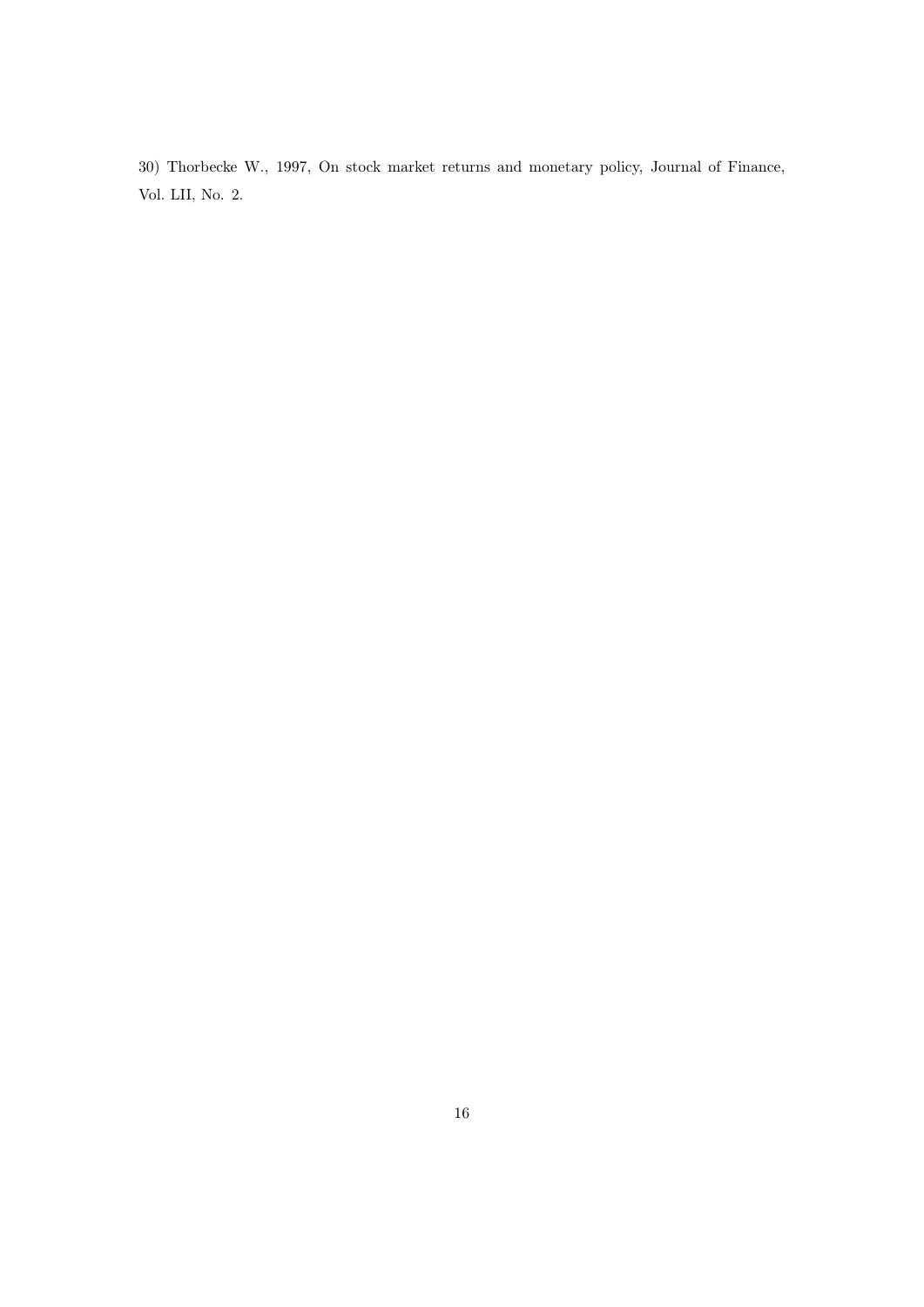30) Thorbecke W., 1997, On stock market returns and monetary policy, Journal of Finance, Vol. LII, No. 2.